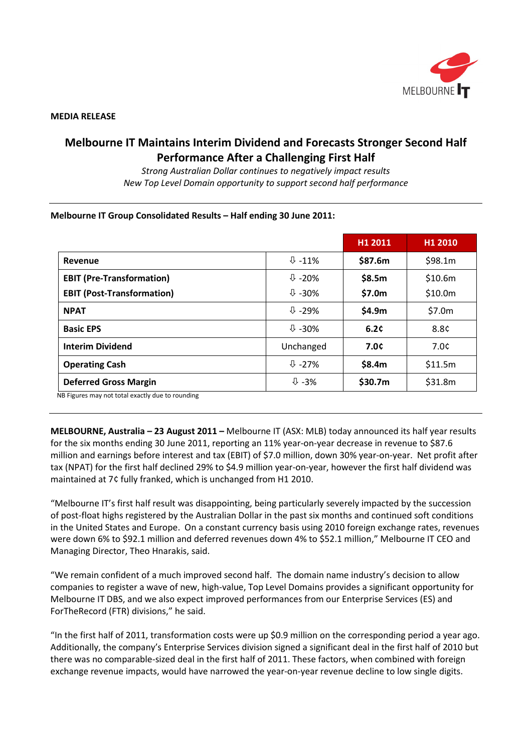**MEDIA RELEASE**

# Melbourne IT Maintains Interim Dividend and Forecasts Stronger Second Half Performance After a Challenging First Half

*Strong Australian Dollar continues to negatively impact results*
*New Top Level Domain opportunity to support second half performance*

**Melbourne IT Group Consolidated Results – Half ending 30 June 2011:**

| | | H1 2011 | H1 2010 |
|---|---|---|---|
| **Revenue** | ⇩ -11% | **$87.6m** | $98.1m |
| **EBIT (Pre-Transformation)** | ⇩ -20% | **$8.5m** | $10.6m |
| **EBIT (Post-Transformation)** | ⇩ -30% | **$7.0m** | $10.0m |
| **NPAT** | ⇩ -29% | **$4.9m** | $7.0m |
| **Basic EPS** | ⇩ -30% | **6.2¢** | 8.8¢ |
| **Interim Dividend** | Unchanged | **7.0¢** | 7.0¢ |
| **Operating Cash** | ⇩ -27% | **$8.4m** | $11.5m |
| **Deferred Gross Margin** | ⇩ -3% | **$30.7m** | $31.8m |

NB Figures may not total exactly due to rounding

**MELBOURNE, Australia – 23 August 2011 –** Melbourne IT (ASX: MLB) today announced its half year results for the six months ending 30 June 2011, reporting an 11% year-on-year decrease in revenue to $87.6 million and earnings before interest and tax (EBIT) of $7.0 million, down 30% year-on-year. Net profit after tax (NPAT) for the first half declined 29% to $4.9 million year-on-year, however the first half dividend was maintained at 7¢ fully franked, which is unchanged from H1 2010.

"Melbourne IT's first half result was disappointing, being particularly severely impacted by the succession of post-float highs registered by the Australian Dollar in the past six months and continued soft conditions in the United States and Europe. On a constant currency basis using 2010 foreign exchange rates, revenues were down 6% to $92.1 million and deferred revenues down 4% to $52.1 million," Melbourne IT CEO and Managing Director, Theo Hnarakis, said.

"We remain confident of a much improved second half. The domain name industry's decision to allow companies to register a wave of new, high-value, Top Level Domains provides a significant opportunity for Melbourne IT DBS, and we also expect improved performances from our Enterprise Services (ES) and ForTheRecord (FTR) divisions," he said.

"In the first half of 2011, transformation costs were up $0.9 million on the corresponding period a year ago. Additionally, the company's Enterprise Services division signed a significant deal in the first half of 2010 but there was no comparable-sized deal in the first half of 2011. These factors, when combined with foreign exchange revenue impacts, would have narrowed the year-on-year revenue decline to low single digits.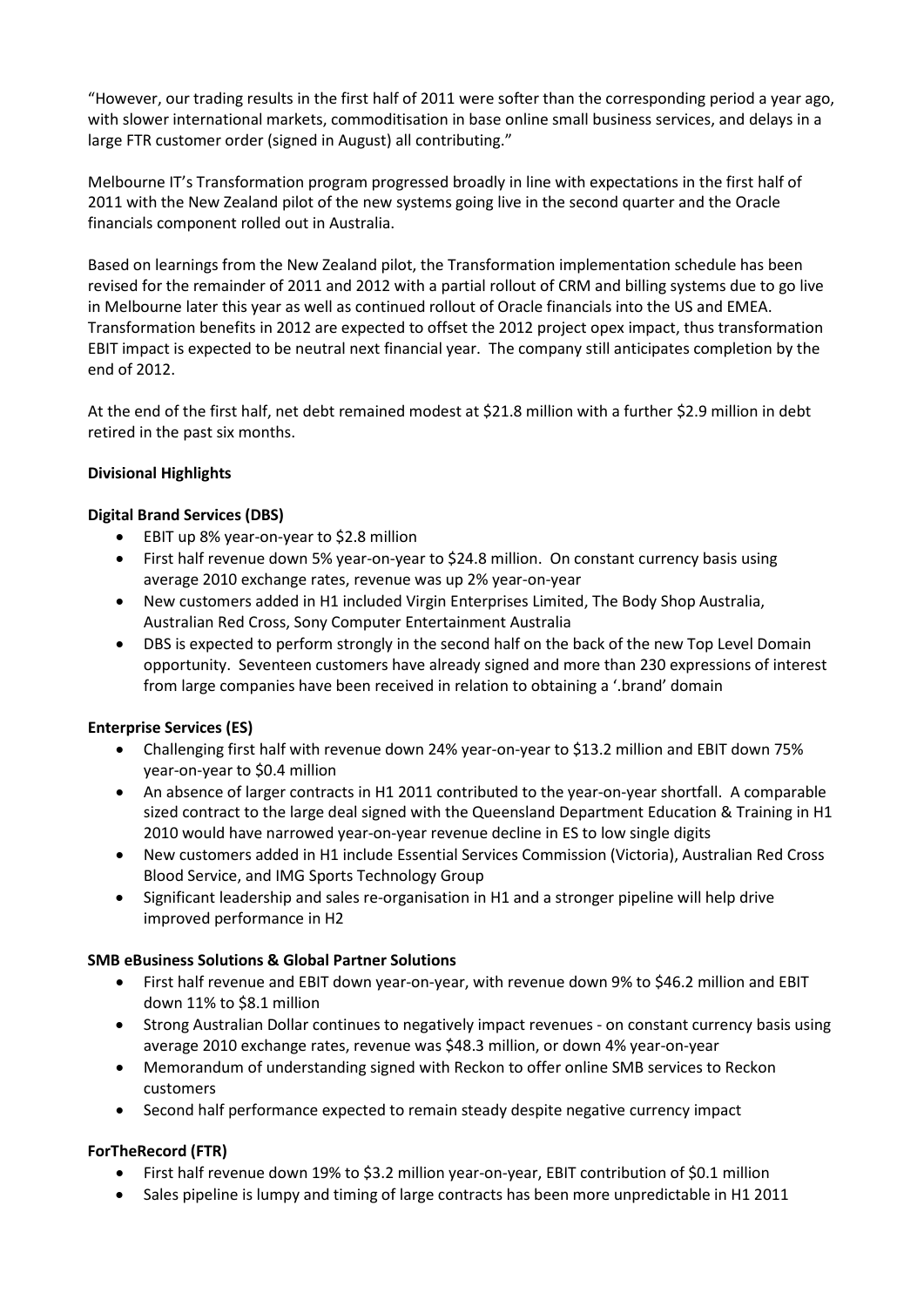"However, our trading results in the first half of 2011 were softer than the corresponding period a year ago, with slower international markets, commoditisation in base online small business services, and delays in a large FTR customer order (signed in August) all contributing."

Melbourne IT's Transformation program progressed broadly in line with expectations in the first half of 2011 with the New Zealand pilot of the new systems going live in the second quarter and the Oracle financials component rolled out in Australia.

Based on learnings from the New Zealand pilot, the Transformation implementation schedule has been revised for the remainder of 2011 and 2012 with a partial rollout of CRM and billing systems due to go live in Melbourne later this year as well as continued rollout of Oracle financials into the US and EMEA. Transformation benefits in 2012 are expected to offset the 2012 project opex impact, thus transformation EBIT impact is expected to be neutral next financial year. The company still anticipates completion by the end of 2012.

At the end of the first half, net debt remained modest at $21.8 million with a further $2.9 million in debt retired in the past six months.

**Divisional Highlights**

**Digital Brand Services (DBS)**

- EBIT up 8% year-on-year to $2.8 million
- First half revenue down 5% year-on-year to $24.8 million. On constant currency basis using average 2010 exchange rates, revenue was up 2% year-on-year
- New customers added in H1 included Virgin Enterprises Limited, The Body Shop Australia, Australian Red Cross, Sony Computer Entertainment Australia
- DBS is expected to perform strongly in the second half on the back of the new Top Level Domain opportunity. Seventeen customers have already signed and more than 230 expressions of interest from large companies have been received in relation to obtaining a '.brand' domain

**Enterprise Services (ES)**

- Challenging first half with revenue down 24% year-on-year to $13.2 million and EBIT down 75% year-on-year to $0.4 million
- An absence of larger contracts in H1 2011 contributed to the year-on-year shortfall. A comparable sized contract to the large deal signed with the Queensland Department Education & Training in H1 2010 would have narrowed year-on-year revenue decline in ES to low single digits
- New customers added in H1 include Essential Services Commission (Victoria), Australian Red Cross Blood Service, and IMG Sports Technology Group
- Significant leadership and sales re-organisation in H1 and a stronger pipeline will help drive improved performance in H2

**SMB eBusiness Solutions & Global Partner Solutions**

- First half revenue and EBIT down year-on-year, with revenue down 9% to $46.2 million and EBIT down 11% to $8.1 million
- Strong Australian Dollar continues to negatively impact revenues - on constant currency basis using average 2010 exchange rates, revenue was $48.3 million, or down 4% year-on-year
- Memorandum of understanding signed with Reckon to offer online SMB services to Reckon customers
- Second half performance expected to remain steady despite negative currency impact

**ForTheRecord (FTR)**

- First half revenue down 19% to $3.2 million year-on-year, EBIT contribution of $0.1 million
- Sales pipeline is lumpy and timing of large contracts has been more unpredictable in H1 2011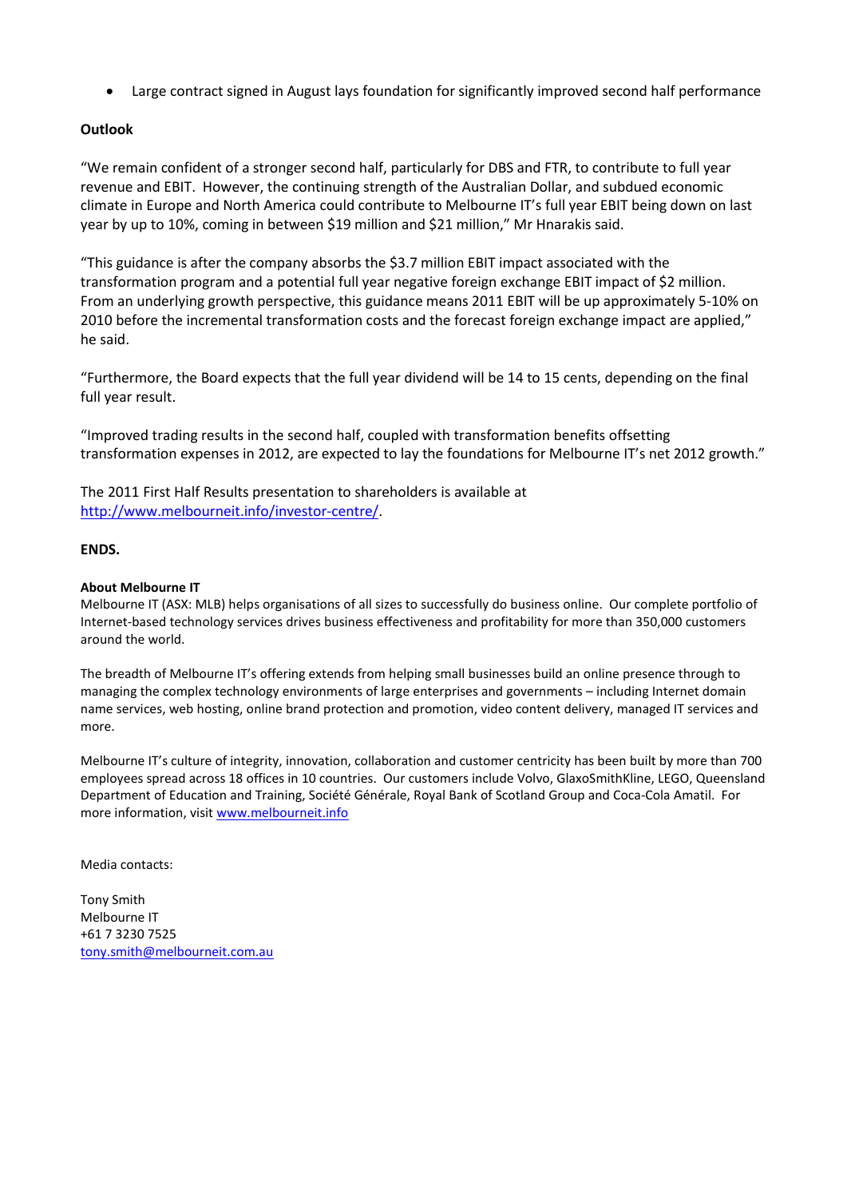- Large contract signed in August lays foundation for significantly improved second half performance

**Outlook**

"We remain confident of a stronger second half, particularly for DBS and FTR, to contribute to full year revenue and EBIT. However, the continuing strength of the Australian Dollar, and subdued economic climate in Europe and North America could contribute to Melbourne IT's full year EBIT being down on last year by up to 10%, coming in between $19 million and $21 million," Mr Hnarakis said.

"This guidance is after the company absorbs the $3.7 million EBIT impact associated with the transformation program and a potential full year negative foreign exchange EBIT impact of $2 million. From an underlying growth perspective, this guidance means 2011 EBIT will be up approximately 5-10% on 2010 before the incremental transformation costs and the forecast foreign exchange impact are applied," he said.

"Furthermore, the Board expects that the full year dividend will be 14 to 15 cents, depending on the final full year result.

"Improved trading results in the second half, coupled with transformation benefits offsetting transformation expenses in 2012, are expected to lay the foundations for Melbourne IT's net 2012 growth."

The 2011 First Half Results presentation to shareholders is available at [http://www.melbourneit.info/investor-centre/](http://www.melbourneit.info/investor-centre/).

**ENDS.**

**About Melbourne IT**
Melbourne IT (ASX: MLB) helps organisations of all sizes to successfully do business online. Our complete portfolio of Internet-based technology services drives business effectiveness and profitability for more than 350,000 customers around the world.

The breadth of Melbourne IT's offering extends from helping small businesses build an online presence through to managing the complex technology environments of large enterprises and governments – including Internet domain name services, web hosting, online brand protection and promotion, video content delivery, managed IT services and more.

Melbourne IT's culture of integrity, innovation, collaboration and customer centricity has been built by more than 700 employees spread across 18 offices in 10 countries. Our customers include Volvo, GlaxoSmithKline, LEGO, Queensland Department of Education and Training, Société Générale, Royal Bank of Scotland Group and Coca-Cola Amatil. For more information, visit [www.melbourneit.info](http://www.melbourneit.info)

Media contacts:

Tony Smith
Melbourne IT
+61 7 3230 7525
[tony.smith@melbourneit.com.au](mailto:tony.smith@melbourneit.com.au)